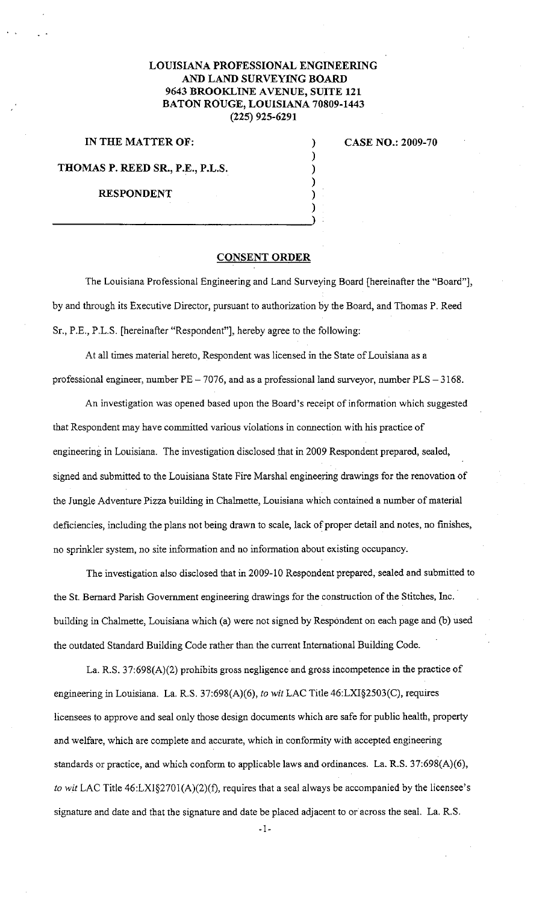**LOUISIANA PROFESSIONAL ENGINEERING AND LAND SURVEYING BOARD**
**9643 BROOKLINE AVENUE, SUITE 121**
**BATON ROUGE, LOUISIANA 70809-1443**
**(225) 925-6291**

**IN THE MATTER OF:**

**THOMAS P. REED SR., P.E., P.L.S.**

**RESPONDENT**

**CASE NO.: 2009-70**

## CONSENT ORDER

The Louisiana Professional Engineering and Land Surveying Board [hereinafter the "Board"], by and through its Executive Director, pursuant to authorization by the Board, and Thomas P. Reed Sr., P.E., P.L.S. [hereinafter "Respondent"], hereby agree to the following:

At all times material hereto, Respondent was licensed in the State of Louisiana as a professional engineer, number PE – 7076, and as a professional land surveyor, number PLS – 3168.

An investigation was opened based upon the Board's receipt of information which suggested that Respondent may have committed various violations in connection with his practice of engineering in Louisiana. The investigation disclosed that in 2009 Respondent prepared, sealed, signed and submitted to the Louisiana State Fire Marshal engineering drawings for the renovation of the Jungle Adventure Pizza building in Chalmette, Louisiana which contained a number of material deficiencies, including the plans not being drawn to scale, lack of proper detail and notes, no finishes, no sprinkler system, no site information and no information about existing occupancy.

The investigation also disclosed that in 2009-10 Respondent prepared, sealed and submitted to the St. Bernard Parish Government engineering drawings for the construction of the Stitches, Inc. building in Chalmette, Louisiana which (a) were not signed by Respondent on each page and (b) used the outdated Standard Building Code rather than the current International Building Code.

La. R.S. 37:698(A)(2) prohibits gross negligence and gross incompetence in the practice of engineering in Louisiana. La. R.S. 37:698(A)(6), *to wit* LAC Title 46:LXI§2503(C), requires licensees to approve and seal only those design documents which are safe for public health, property and welfare, which are complete and accurate, which in conformity with accepted engineering standards or practice, and which conform to applicable laws and ordinances. La. R.S. 37:698(A)(6), *to wit* LAC Title 46:LXI§2701(A)(2)(f), requires that a seal always be accompanied by the licensee's signature and date and that the signature and date be placed adjacent to or across the seal. La. R.S.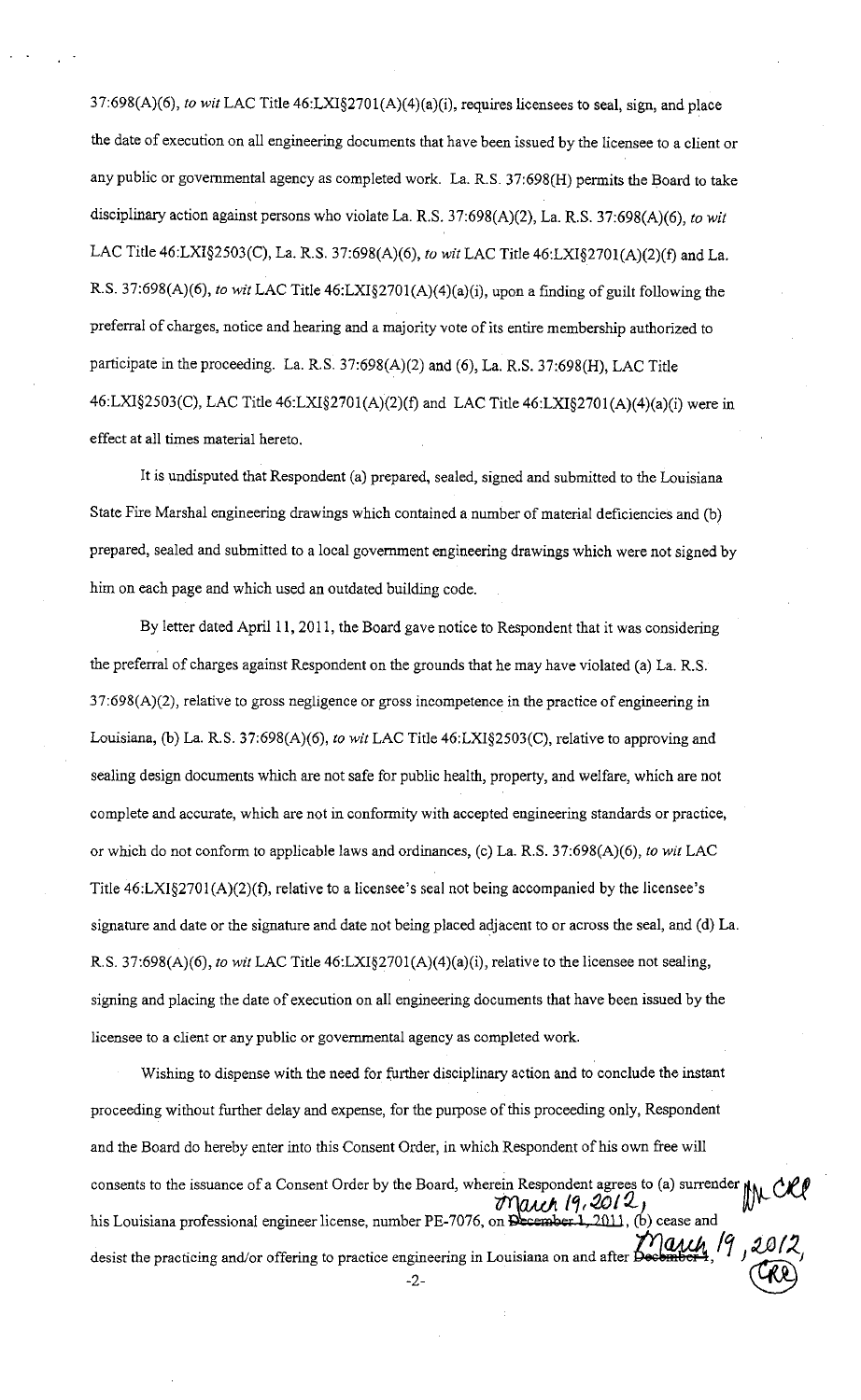37:698(A)(6), *to wit* LAC Title 46:LXI§2701(A)(4)(a)(i), requires licensees to seal, sign, and place the date of execution on all engineering documents that have been issued by the licensee to a client or any public or governmental agency as completed work. La. R.S. 37:698(H) permits the Board to take disciplinary action against persons who violate La. R.S. 37:698(A)(2), La. R.S. 37:698(A)(6), *to wit* LAC Title 46:LXI§2503(C), La. R.S. 37:698(A)(6), *to wit* LAC Title 46:LXI§2701(A)(2)(f) and La. R.S. 37:698(A)(6), *to wit* LAC Title 46:LXI§2701(A)(4)(a)(i), upon a finding of guilt following the preferral of charges, notice and hearing and a majority vote of its entire membership authorized to participate in the proceeding. La. R.S. 37:698(A)(2) and (6), La. R.S. 37:698(H), LAC Title 46:LXI§2503(C), LAC Title 46:LXI§2701(A)(2)(f) and LAC Title 46:LXI§2701(A)(4)(a)(i) were in effect at all times material hereto.

It is undisputed that Respondent (a) prepared, sealed, signed and submitted to the Louisiana State Fire Marshal engineering drawings which contained a number of material deficiencies and (b) prepared, sealed and submitted to a local government engineering drawings which were not signed by him on each page and which used an outdated building code.

By letter dated April 11, 2011, the Board gave notice to Respondent that it was considering the preferral of charges against Respondent on the grounds that he may have violated (a) La. R.S. 37:698(A)(2), relative to gross negligence or gross incompetence in the practice of engineering in Louisiana, (b) La. R.S. 37:698(A)(6), *to wit* LAC Title 46:LXI§2503(C), relative to approving and sealing design documents which are not safe for public health, property, and welfare, which are not complete and accurate, which are not in conformity with accepted engineering standards or practice, or which do not conform to applicable laws and ordinances, (c) La. R.S. 37:698(A)(6), *to wit* LAC Title 46:LXI§2701(A)(2)(f), relative to a licensee's seal not being accompanied by the licensee's signature and date or the signature and date not being placed adjacent to or across the seal, and (d) La. R.S. 37:698(A)(6), *to wit* LAC Title 46:LXI§2701(A)(4)(a)(i), relative to the licensee not sealing, signing and placing the date of execution on all engineering documents that have been issued by the licensee to a client or any public or governmental agency as completed work.

Wishing to dispense with the need for further disciplinary action and to conclude the instant proceeding without further delay and expense, for the purpose of this proceeding only, Respondent and the Board do hereby enter into this Consent Order, in which Respondent of his own free will consents to the issuance of a Consent Order by the Board, wherein Respondent agrees to (a) surrender his Louisiana professional engineer license, number PE-7076, on ~~December 1, 2011~~ March 19, 2012, (b) cease and desist the practicing and/or offering to practice engineering in Louisiana on and after ~~December 1,~~ March 19, 2012,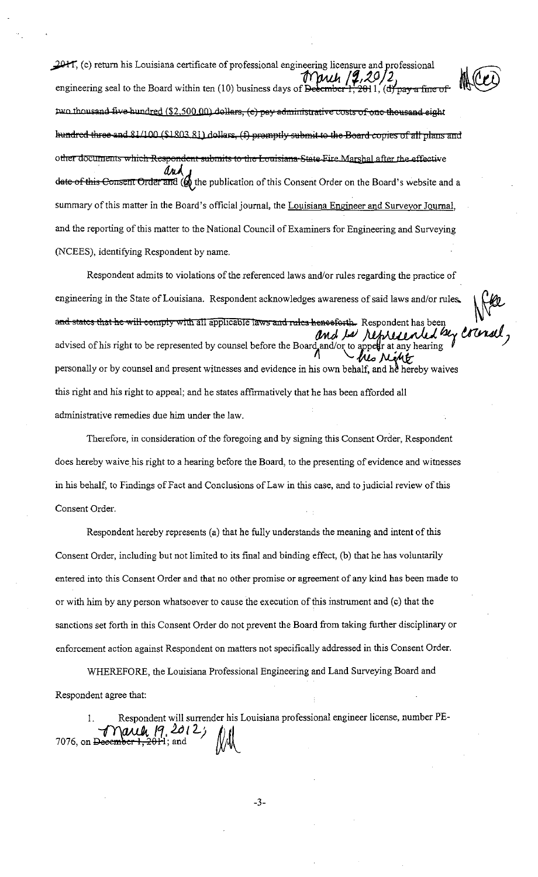~~2011~~, (c) return his Louisiana certificate of professional engineering licensure and professional engineering seal to the Board within ten (10) business days of ~~December 1, 2011~~ March 19, 2012, ~~(d) pay a fine of two thousand five hundred ($2,500.00) dollars, (e) pay administrative costs of one thousand eight hundred three and 81/100 ($1803.81) dollars, (f) promptly submit to the Board copies of all plans and other documents which Respondent submits to the Louisiana State Fire Marshal after the effective date of this Consent Order and~~ and (d) the publication of this Consent Order on the Board's website and a summary of this matter in the Board's official journal, the Louisiana Engineer and Surveyor Journal, and the reporting of this matter to the National Council of Examiners for Engineering and Surveying (NCEES), identifying Respondent by name.

Respondent admits to violations of the referenced laws and/or rules regarding the practice of engineering in the State of Louisiana. Respondent acknowledges awareness of said laws and/or rules. ~~and states that he will comply with all applicable laws and rules henceforth.~~ Respondent has been advised of his right to be represented by counsel before the Board and/or to appear at any hearing and he represented by counsel, his right personally or by counsel and present witnesses and evidence in his own behalf, and he hereby waives this right and his right to appeal; and he states affirmatively that he has been afforded all administrative remedies due him under the law.

Therefore, in consideration of the foregoing and by signing this Consent Order, Respondent does hereby waive his right to a hearing before the Board, to the presenting of evidence and witnesses in his behalf, to Findings of Fact and Conclusions of Law in this case, and to judicial review of this Consent Order.

Respondent hereby represents (a) that he fully understands the meaning and intent of this Consent Order, including but not limited to its final and binding effect, (b) that he has voluntarily entered into this Consent Order and that no other promise or agreement of any kind has been made to or with him by any person whatsoever to cause the execution of this instrument and (c) that the sanctions set forth in this Consent Order do not prevent the Board from taking further disciplinary or enforcement action against Respondent on matters not specifically addressed in this Consent Order.

WHEREFORE, the Louisiana Professional Engineering and Land Surveying Board and Respondent agree that:

1. Respondent will surrender his Louisiana professional engineer license, number PE-7076, on ~~December 1, 2011~~ March 19, 2012; and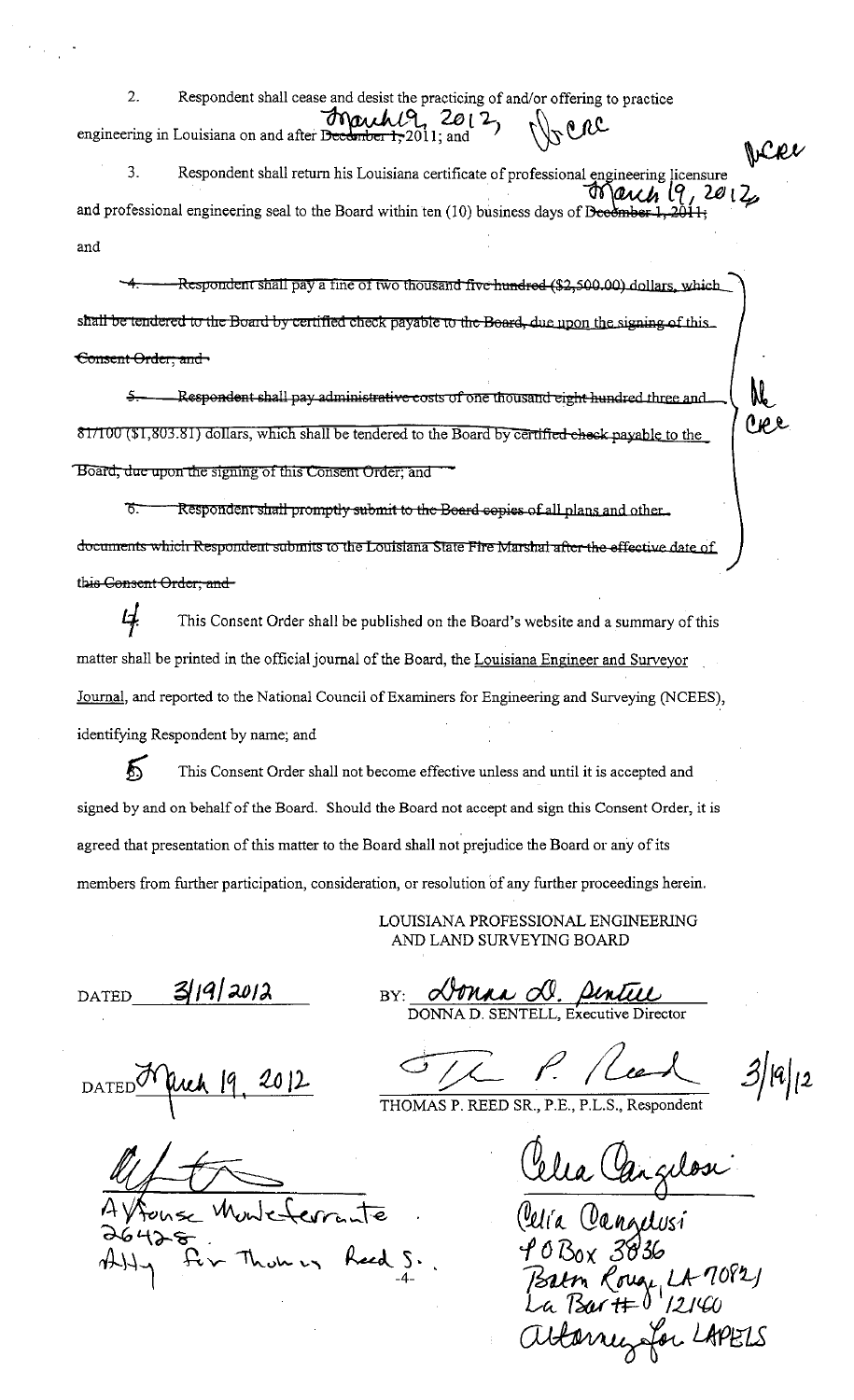2. Respondent shall cease and desist the practicing of and/or offering to practice engineering in Louisiana on and after ~~December 1, 2011~~ March 19, 2012; and

3. Respondent shall return his Louisiana certificate of professional engineering licensure and professional engineering seal to the Board within ten (10) business days of ~~December 1, 2011~~ March 19, 2012; and

~~4. Respondent shall pay a fine of two thousand five hundred ($2,500.00) dollars, which shall be tendered to the Board by certified check payable to the Board, due upon the signing of this Consent Order; and~~

~~5. Respondent shall pay administrative costs of one thousand eight hundred three and 81/100 ($1,803.81) dollars, which shall be tendered to the Board by certified check payable to the Board, due upon the signing of this Consent Order; and~~

~~6. Respondent shall promptly submit to the Board copies of all plans and other documents which Respondent submits to the Louisiana State Fire Marshal after the effective date of this Consent Order; and~~

4. This Consent Order shall be published on the Board's website and a summary of this matter shall be printed in the official journal of the Board, the Louisiana Engineer and Surveyor Journal, and reported to the National Council of Examiners for Engineering and Surveying (NCEES), identifying Respondent by name; and

5. This Consent Order shall not become effective unless and until it is accepted and signed by and on behalf of the Board. Should the Board not accept and sign this Consent Order, it is agreed that presentation of this matter to the Board shall not prejudice the Board or any of its members from further participation, consideration, or resolution of any further proceedings herein.

LOUISIANA PROFESSIONAL ENGINEERING AND LAND SURVEYING BOARD

DATED 3/19/2012

BY: Donna D. Sentell
DONNA D. SENTELL, Executive Director

DATED March 19, 2012

Thomas P. Reed 3/19/12
THOMAS P. REED SR., P.E., P.L.S., Respondent

Alfonse Monteferrante
26428
Atty for Thomas Reed S.

Celia Cangelosi
Celia Cangelosi
P O Box 3036
Baton Rouge, LA 70821
La Bar # 12140
Attorney for LAPELS